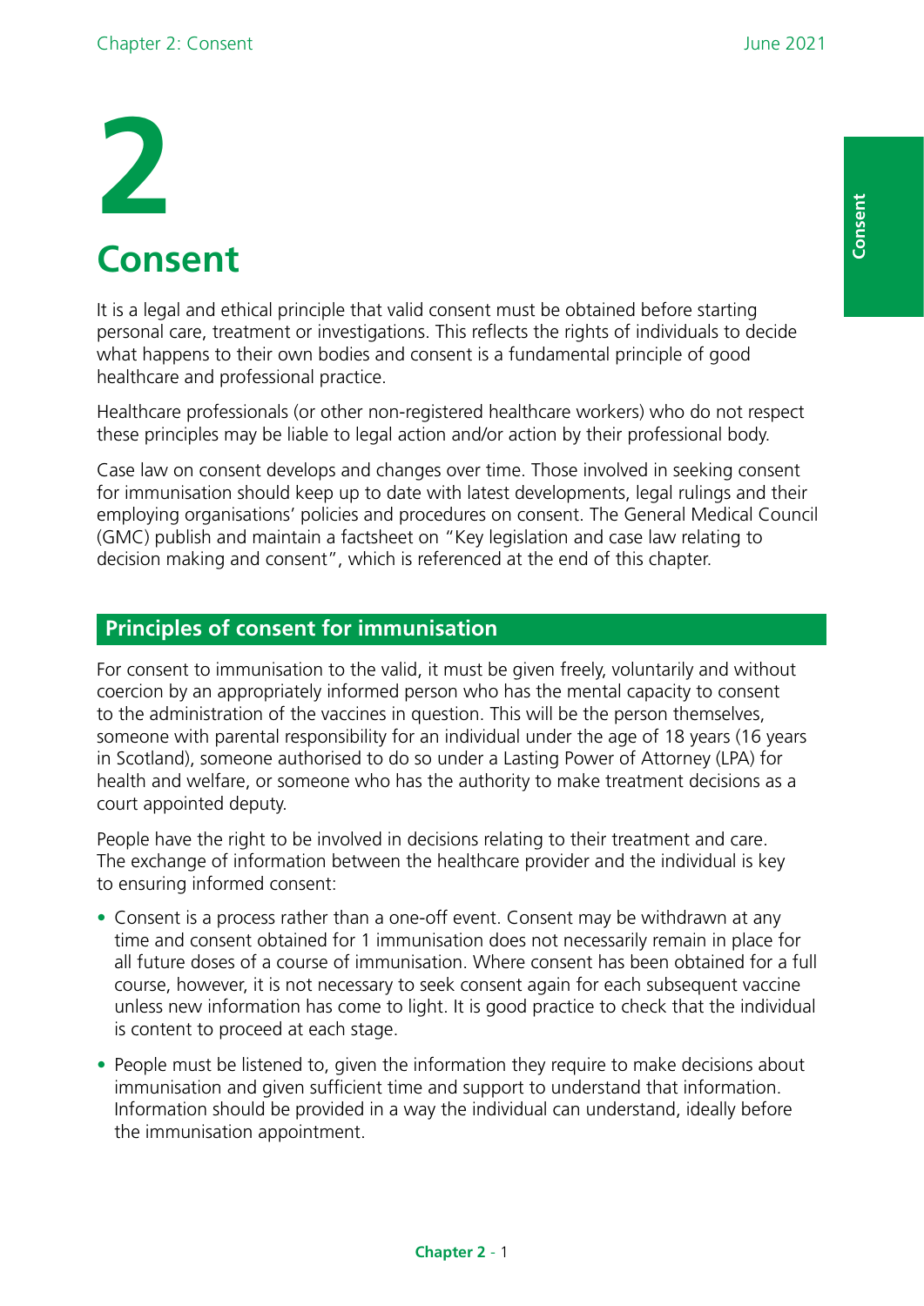# 2

# Consent

It is a legal and ethical principle that valid consent must be obtained before starting personal care, treatment or investigations. This reflects the rights of individuals to decide what happens to their own bodies and consent is a fundamental principle of good healthcare and professional practice.

Healthcare professionals (or other non-registered healthcare workers) who do not respect these principles may be liable to legal action and/or action by their professional body.

Case law on consent develops and changes over time. Those involved in seeking consent for immunisation should keep up to date with latest developments, legal rulings and their employing organisations' policies and procedures on consent. The General Medical Council (GMC) publish and maintain a factsheet on "Key legislation and case law relating to decision making and consent", which is referenced at the end of this chapter.

## Principles of consent for immunisation

For consent to immunisation to the valid, it must be given freely, voluntarily and without coercion by an appropriately informed person who has the mental capacity to consent to the administration of the vaccines in question. This will be the person themselves, someone with parental responsibility for an individual under the age of 18 years (16 years in Scotland), someone authorised to do so under a Lasting Power of Attorney (LPA) for health and welfare, or someone who has the authority to make treatment decisions as a court appointed deputy.

People have the right to be involved in decisions relating to their treatment and care. The exchange of information between the healthcare provider and the individual is key to ensuring informed consent:

- Consent is a process rather than a one-off event. Consent may be withdrawn at any time and consent obtained for 1 immunisation does not necessarily remain in place for all future doses of a course of immunisation. Where consent has been obtained for a full course, however, it is not necessary to seek consent again for each subsequent vaccine unless new information has come to light. It is good practice to check that the individual is content to proceed at each stage.
- People must be listened to, given the information they require to make decisions about immunisation and given sufficient time and support to understand that information. Information should be provided in a way the individual can understand, ideally before the immunisation appointment.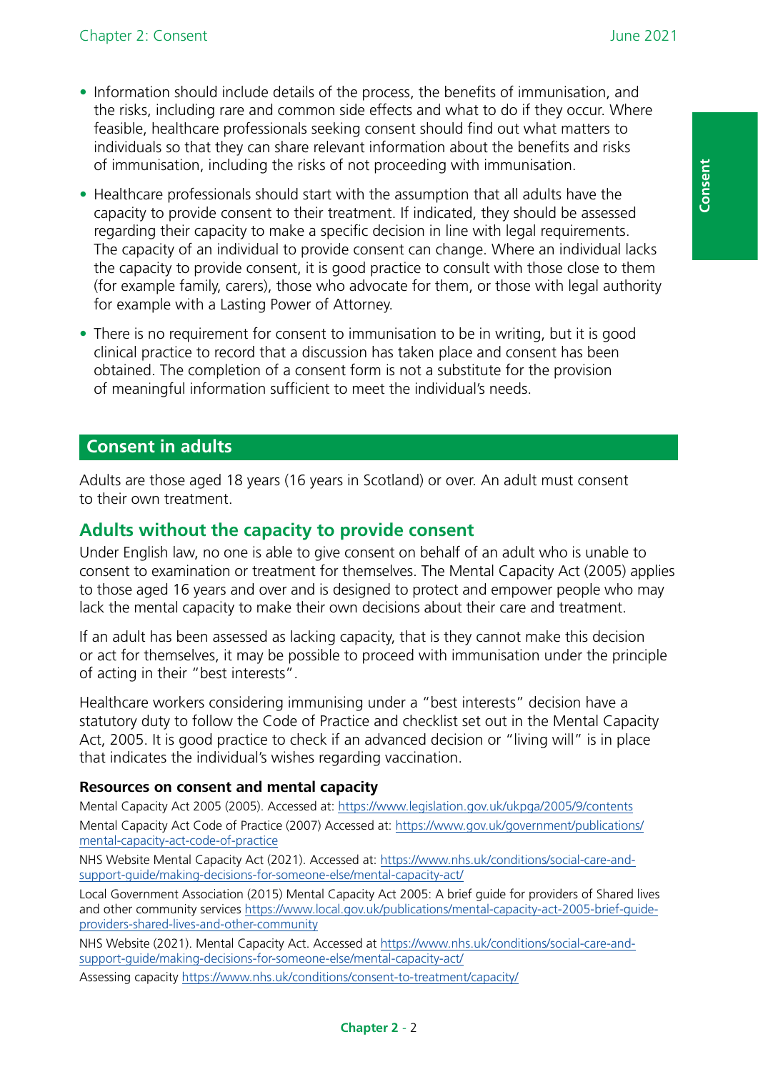- Information should include details of the process, the benefits of immunisation, and the risks, including rare and common side effects and what to do if they occur. Where feasible, healthcare professionals seeking consent should find out what matters to individuals so that they can share relevant information about the benefits and risks of immunisation, including the risks of not proceeding with immunisation.
- Healthcare professionals should start with the assumption that all adults have the capacity to provide consent to their treatment. If indicated, they should be assessed regarding their capacity to make a specific decision in line with legal requirements. The capacity of an individual to provide consent can change. Where an individual lacks the capacity to provide consent, it is good practice to consult with those close to them (for example family, carers), those who advocate for them, or those with legal authority for example with a Lasting Power of Attorney.
- There is no requirement for consent to immunisation to be in writing, but it is good clinical practice to record that a discussion has taken place and consent has been obtained. The completion of a consent form is not a substitute for the provision of meaningful information sufficient to meet the individual's needs.

## Consent in adults

Adults are those aged 18 years (16 years in Scotland) or over. An adult must consent to their own treatment.

### Adults without the capacity to provide consent

Under English law, no one is able to give consent on behalf of an adult who is unable to consent to examination or treatment for themselves. The Mental Capacity Act (2005) applies to those aged 16 years and over and is designed to protect and empower people who may lack the mental capacity to make their own decisions about their care and treatment.

If an adult has been assessed as lacking capacity, that is they cannot make this decision or act for themselves, it may be possible to proceed with immunisation under the principle of acting in their "best interests".

Healthcare workers considering immunising under a "best interests" decision have a statutory duty to follow the Code of Practice and checklist set out in the Mental Capacity Act, 2005. It is good practice to check if an advanced decision or "living will" is in place that indicates the individual's wishes regarding vaccination.

**Resources on consent and mental capacity**

Mental Capacity Act 2005 (2005). Accessed at: https://www.legislation.gov.uk/ukpga/2005/9/contents

Mental Capacity Act Code of Practice (2007) Accessed at: https://www.gov.uk/government/publications/mental-capacity-act-code-of-practice

NHS Website Mental Capacity Act (2021). Accessed at: https://www.nhs.uk/conditions/social-care-and-support-guide/making-decisions-for-someone-else/mental-capacity-act/

Local Government Association (2015) Mental Capacity Act 2005: A brief guide for providers of Shared lives and other community services https://www.local.gov.uk/publications/mental-capacity-act-2005-brief-guide-providers-shared-lives-and-other-community

NHS Website (2021). Mental Capacity Act. Accessed at https://www.nhs.uk/conditions/social-care-and-support-guide/making-decisions-for-someone-else/mental-capacity-act/

Assessing capacity https://www.nhs.uk/conditions/consent-to-treatment/capacity/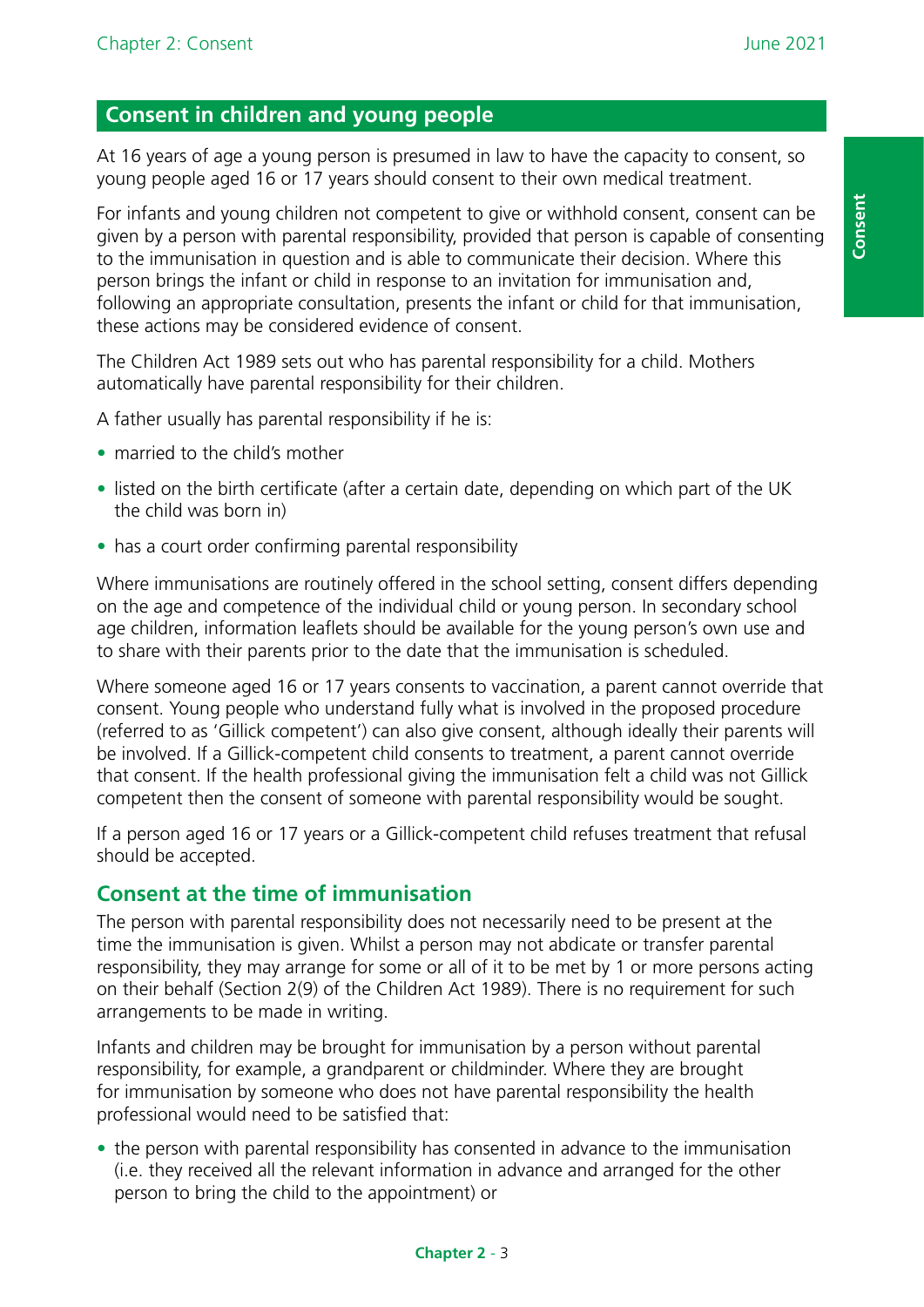## Consent in children and young people

At 16 years of age a young person is presumed in law to have the capacity to consent, so young people aged 16 or 17 years should consent to their own medical treatment.

For infants and young children not competent to give or withhold consent, consent can be given by a person with parental responsibility, provided that person is capable of consenting to the immunisation in question and is able to communicate their decision. Where this person brings the infant or child in response to an invitation for immunisation and, following an appropriate consultation, presents the infant or child for that immunisation, these actions may be considered evidence of consent.

The Children Act 1989 sets out who has parental responsibility for a child. Mothers automatically have parental responsibility for their children.

A father usually has parental responsibility if he is:

- married to the child's mother
- listed on the birth certificate (after a certain date, depending on which part of the UK the child was born in)
- has a court order confirming parental responsibility

Where immunisations are routinely offered in the school setting, consent differs depending on the age and competence of the individual child or young person. In secondary school age children, information leaflets should be available for the young person's own use and to share with their parents prior to the date that the immunisation is scheduled.

Where someone aged 16 or 17 years consents to vaccination, a parent cannot override that consent. Young people who understand fully what is involved in the proposed procedure (referred to as 'Gillick competent') can also give consent, although ideally their parents will be involved. If a Gillick-competent child consents to treatment, a parent cannot override that consent. If the health professional giving the immunisation felt a child was not Gillick competent then the consent of someone with parental responsibility would be sought.

If a person aged 16 or 17 years or a Gillick-competent child refuses treatment that refusal should be accepted.

### Consent at the time of immunisation

The person with parental responsibility does not necessarily need to be present at the time the immunisation is given. Whilst a person may not abdicate or transfer parental responsibility, they may arrange for some or all of it to be met by 1 or more persons acting on their behalf (Section 2(9) of the Children Act 1989). There is no requirement for such arrangements to be made in writing.

Infants and children may be brought for immunisation by a person without parental responsibility, for example, a grandparent or childminder. Where they are brought for immunisation by someone who does not have parental responsibility the health professional would need to be satisfied that:

- the person with parental responsibility has consented in advance to the immunisation (i.e. they received all the relevant information in advance and arranged for the other person to bring the child to the appointment) or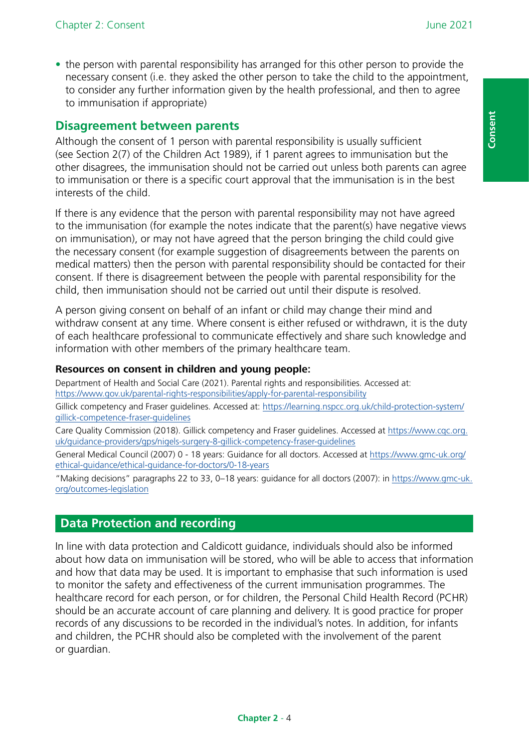- the person with parental responsibility has arranged for this other person to provide the necessary consent (i.e. they asked the other person to take the child to the appointment, to consider any further information given by the health professional, and then to agree to immunisation if appropriate)

## Disagreement between parents

Although the consent of 1 person with parental responsibility is usually sufficient (see Section 2(7) of the Children Act 1989), if 1 parent agrees to immunisation but the other disagrees, the immunisation should not be carried out unless both parents can agree to immunisation or there is a specific court approval that the immunisation is in the best interests of the child.

If there is any evidence that the person with parental responsibility may not have agreed to the immunisation (for example the notes indicate that the parent(s) have negative views on immunisation), or may not have agreed that the person bringing the child could give the necessary consent (for example suggestion of disagreements between the parents on medical matters) then the person with parental responsibility should be contacted for their consent. If there is disagreement between the people with parental responsibility for the child, then immunisation should not be carried out until their dispute is resolved.

A person giving consent on behalf of an infant or child may change their mind and withdraw consent at any time. Where consent is either refused or withdrawn, it is the duty of each healthcare professional to communicate effectively and share such knowledge and information with other members of the primary healthcare team.

**Resources on consent in children and young people:**

Department of Health and Social Care (2021). Parental rights and responsibilities. Accessed at: https://www.gov.uk/parental-rights-responsibilities/apply-for-parental-responsibility

Gillick competency and Fraser guidelines. Accessed at: https://learning.nspcc.org.uk/child-protection-system/gillick-competence-fraser-guidelines

Care Quality Commission (2018). Gillick competency and Fraser guidelines. Accessed at https://www.cqc.org.uk/guidance-providers/gps/nigels-surgery-8-gillick-competency-fraser-guidelines

General Medical Council (2007) 0 - 18 years: Guidance for all doctors. Accessed at https://www.gmc-uk.org/ethical-guidance/ethical-guidance-for-doctors/0-18-years

"Making decisions" paragraphs 22 to 33, 0–18 years: guidance for all doctors (2007): in https://www.gmc-uk.org/outcomes-legislation

## Data Protection and recording

In line with data protection and Caldicott guidance, individuals should also be informed about how data on immunisation will be stored, who will be able to access that information and how that data may be used. It is important to emphasise that such information is used to monitor the safety and effectiveness of the current immunisation programmes. The healthcare record for each person, or for children, the Personal Child Health Record (PCHR) should be an accurate account of care planning and delivery. It is good practice for proper records of any discussions to be recorded in the individual's notes. In addition, for infants and children, the PCHR should also be completed with the involvement of the parent or guardian.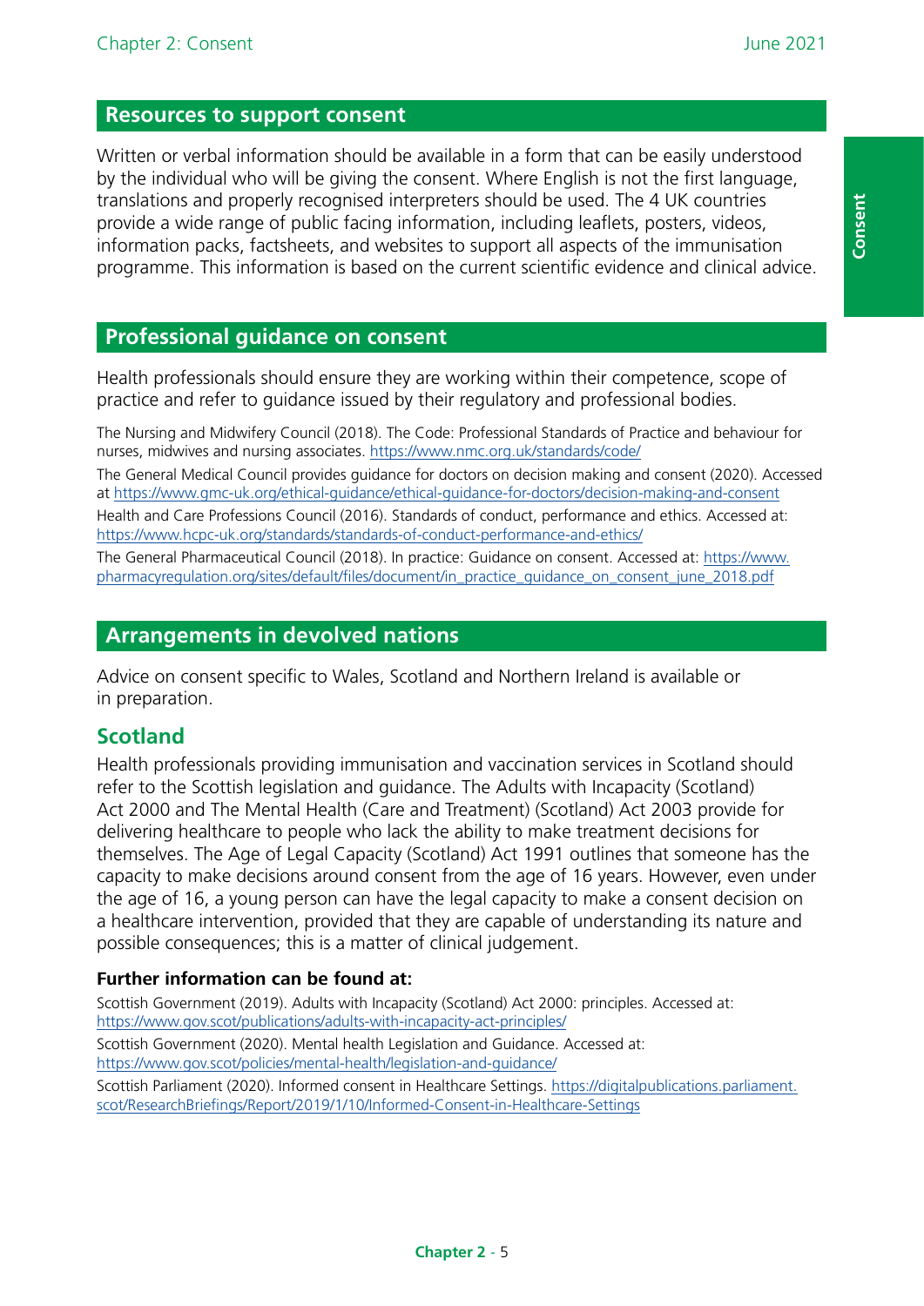## Resources to support consent

Written or verbal information should be available in a form that can be easily understood by the individual who will be giving the consent. Where English is not the first language, translations and properly recognised interpreters should be used. The 4 UK countries provide a wide range of public facing information, including leaflets, posters, videos, information packs, factsheets, and websites to support all aspects of the immunisation programme. This information is based on the current scientific evidence and clinical advice.

## Professional guidance on consent

Health professionals should ensure they are working within their competence, scope of practice and refer to guidance issued by their regulatory and professional bodies.

The Nursing and Midwifery Council (2018). The Code: Professional Standards of Practice and behaviour for nurses, midwives and nursing associates. https://www.nmc.org.uk/standards/code/

The General Medical Council provides guidance for doctors on decision making and consent (2020). Accessed at https://www.gmc-uk.org/ethical-guidance/ethical-guidance-for-doctors/decision-making-and-consent

Health and Care Professions Council (2016). Standards of conduct, performance and ethics. Accessed at: https://www.hcpc-uk.org/standards/standards-of-conduct-performance-and-ethics/

The General Pharmaceutical Council (2018). In practice: Guidance on consent. Accessed at: https://www.pharmacyregulation.org/sites/default/files/document/in_practice_guidance_on_consent_june_2018.pdf

## Arrangements in devolved nations

Advice on consent specific to Wales, Scotland and Northern Ireland is available or in preparation.

### Scotland

Health professionals providing immunisation and vaccination services in Scotland should refer to the Scottish legislation and guidance. The Adults with Incapacity (Scotland) Act 2000 and The Mental Health (Care and Treatment) (Scotland) Act 2003 provide for delivering healthcare to people who lack the ability to make treatment decisions for themselves. The Age of Legal Capacity (Scotland) Act 1991 outlines that someone has the capacity to make decisions around consent from the age of 16 years. However, even under the age of 16, a young person can have the legal capacity to make a consent decision on a healthcare intervention, provided that they are capable of understanding its nature and possible consequences; this is a matter of clinical judgement.

**Further information can be found at:**

Scottish Government (2019). Adults with Incapacity (Scotland) Act 2000: principles. Accessed at: https://www.gov.scot/publications/adults-with-incapacity-act-principles/

Scottish Government (2020). Mental health Legislation and Guidance. Accessed at: https://www.gov.scot/policies/mental-health/legislation-and-guidance/

Scottish Parliament (2020). Informed consent in Healthcare Settings. https://digitalpublications.parliament.scot/ResearchBriefings/Report/2019/1/10/Informed-Consent-in-Healthcare-Settings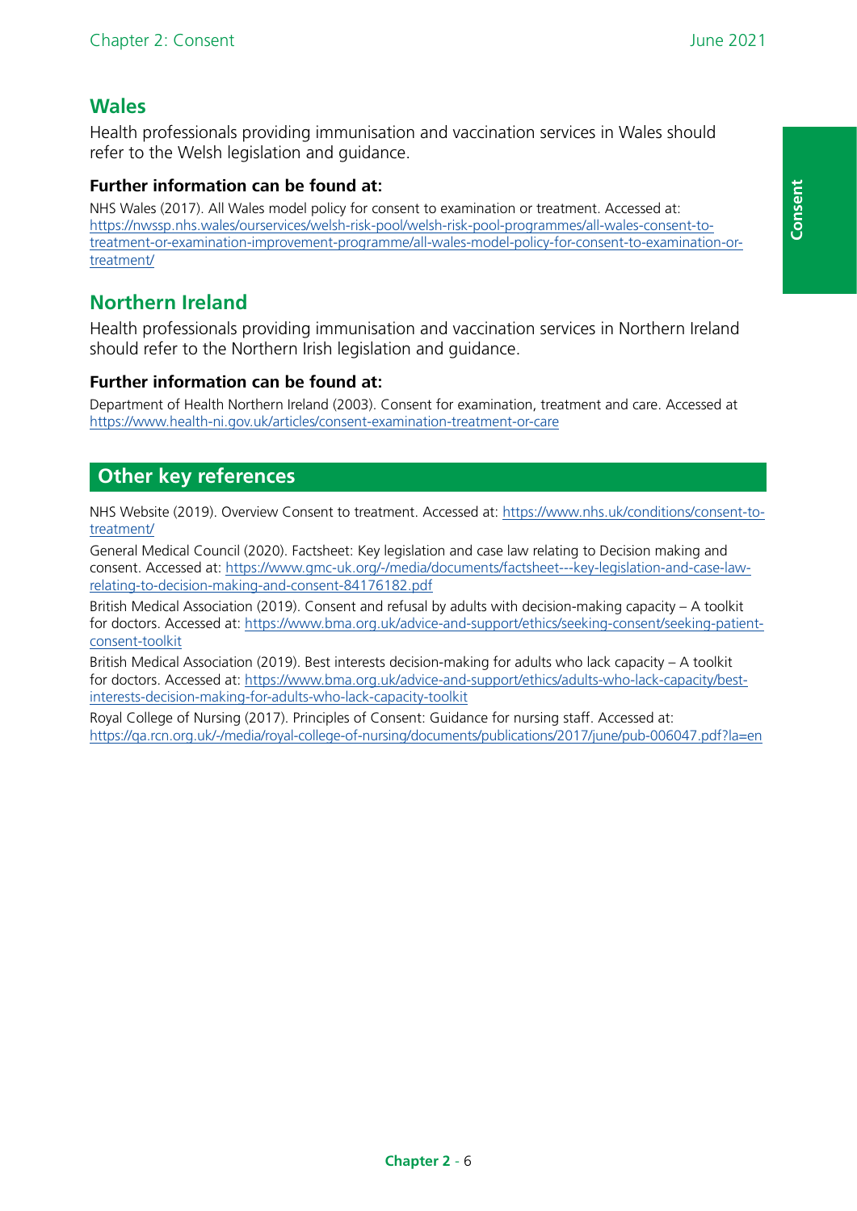## Wales

Health professionals providing immunisation and vaccination services in Wales should refer to the Welsh legislation and guidance.

#### Further information can be found at:

NHS Wales (2017). All Wales model policy for consent to examination or treatment. Accessed at: https://nwssp.nhs.wales/ourservices/welsh-risk-pool/welsh-risk-pool-programmes/all-wales-consent-to-treatment-or-examination-improvement-programme/all-wales-model-policy-for-consent-to-examination-or-treatment/

## Northern Ireland

Health professionals providing immunisation and vaccination services in Northern Ireland should refer to the Northern Irish legislation and guidance.

#### Further information can be found at:

Department of Health Northern Ireland (2003). Consent for examination, treatment and care. Accessed at https://www.health-ni.gov.uk/articles/consent-examination-treatment-or-care

## Other key references

NHS Website (2019). Overview Consent to treatment. Accessed at: https://www.nhs.uk/conditions/consent-to-treatment/

General Medical Council (2020). Factsheet: Key legislation and case law relating to Decision making and consent. Accessed at: https://www.gmc-uk.org/-/media/documents/factsheet---key-legislation-and-case-law-relating-to-decision-making-and-consent-84176182.pdf

British Medical Association (2019). Consent and refusal by adults with decision-making capacity – A toolkit for doctors. Accessed at: https://www.bma.org.uk/advice-and-support/ethics/seeking-consent/seeking-patient-consent-toolkit

British Medical Association (2019). Best interests decision-making for adults who lack capacity – A toolkit for doctors. Accessed at: https://www.bma.org.uk/advice-and-support/ethics/adults-who-lack-capacity/best-interests-decision-making-for-adults-who-lack-capacity-toolkit

Royal College of Nursing (2017). Principles of Consent: Guidance for nursing staff. Accessed at: https://qa.rcn.org.uk/-/media/royal-college-of-nursing/documents/publications/2017/june/pub-006047.pdf?la=en